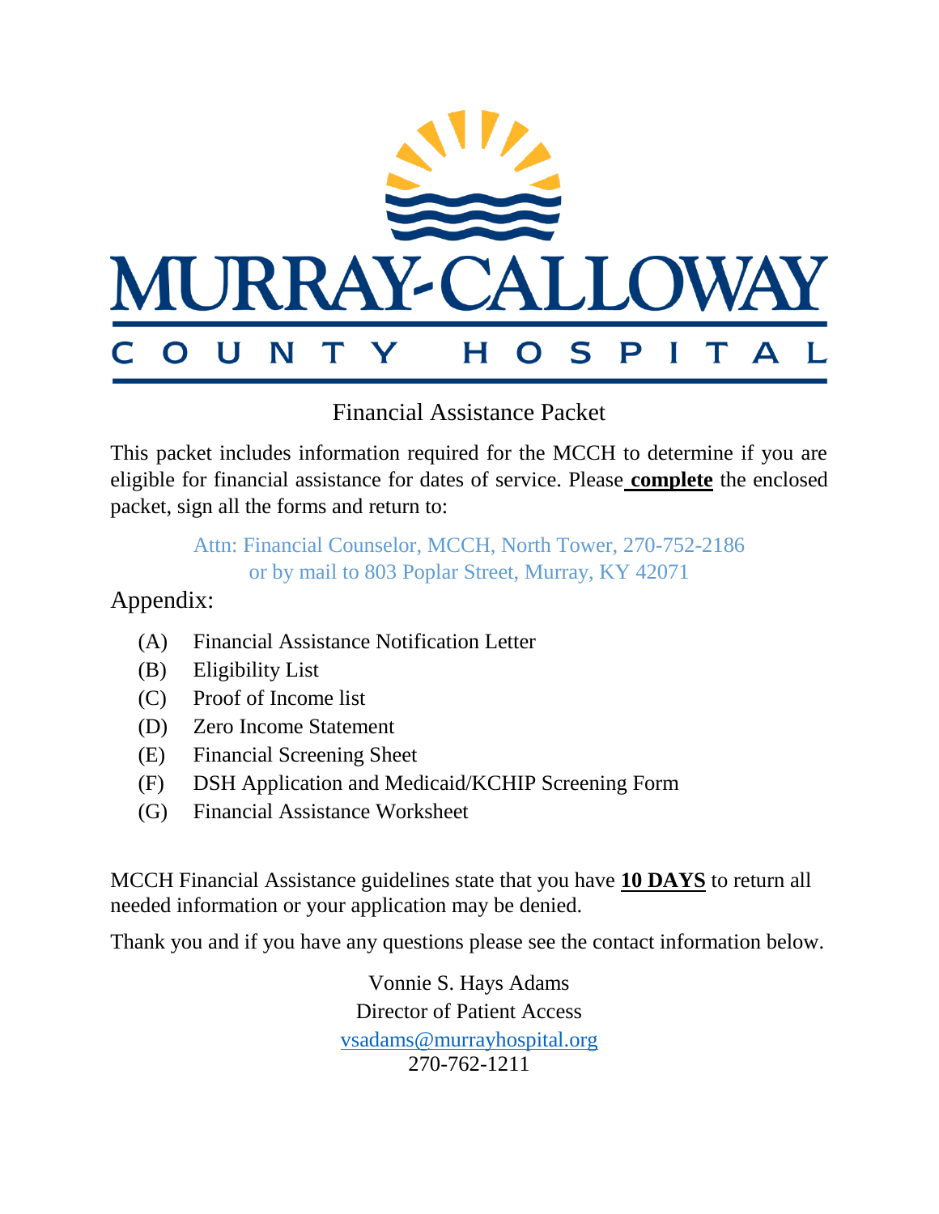# MURRAY-CALLOWAY COUNTY HOSPITAL

## Financial Assistance Packet

This packet includes information required for the MCCH to determine if you are eligible for financial assistance for dates of service. Please **complete** the enclosed packet, sign all the forms and return to:

Attn: Financial Counselor, MCCH, North Tower, 270-752-2186
or by mail to 803 Poplar Street, Murray, KY 42071

Appendix:

- (A) Financial Assistance Notification Letter
- (B) Eligibility List
- (C) Proof of Income list
- (D) Zero Income Statement
- (E) Financial Screening Sheet
- (F) DSH Application and Medicaid/KCHIP Screening Form
- (G) Financial Assistance Worksheet

MCCH Financial Assistance guidelines state that you have **10 DAYS** to return all needed information or your application may be denied.

Thank you and if you have any questions please see the contact information below.

Vonnie S. Hays Adams
Director of Patient Access
vsadams@murrayhospital.org
270-762-1211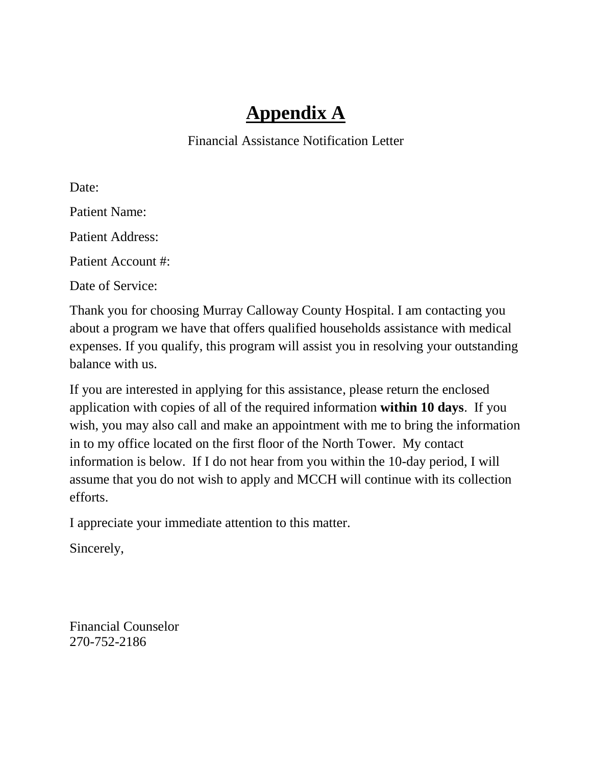# Appendix A

Financial Assistance Notification Letter

Date:

Patient Name:

Patient Address:

Patient Account #:

Date of Service:

Thank you for choosing Murray Calloway County Hospital. I am contacting you about a program we have that offers qualified households assistance with medical expenses. If you qualify, this program will assist you in resolving your outstanding balance with us.

If you are interested in applying for this assistance, please return the enclosed application with copies of all of the required information **within 10 days**. If you wish, you may also call and make an appointment with me to bring the information in to my office located on the first floor of the North Tower. My contact information is below. If I do not hear from you within the 10-day period, I will assume that you do not wish to apply and MCCH will continue with its collection efforts.

I appreciate your immediate attention to this matter.

Sincerely,

Financial Counselor
270-752-2186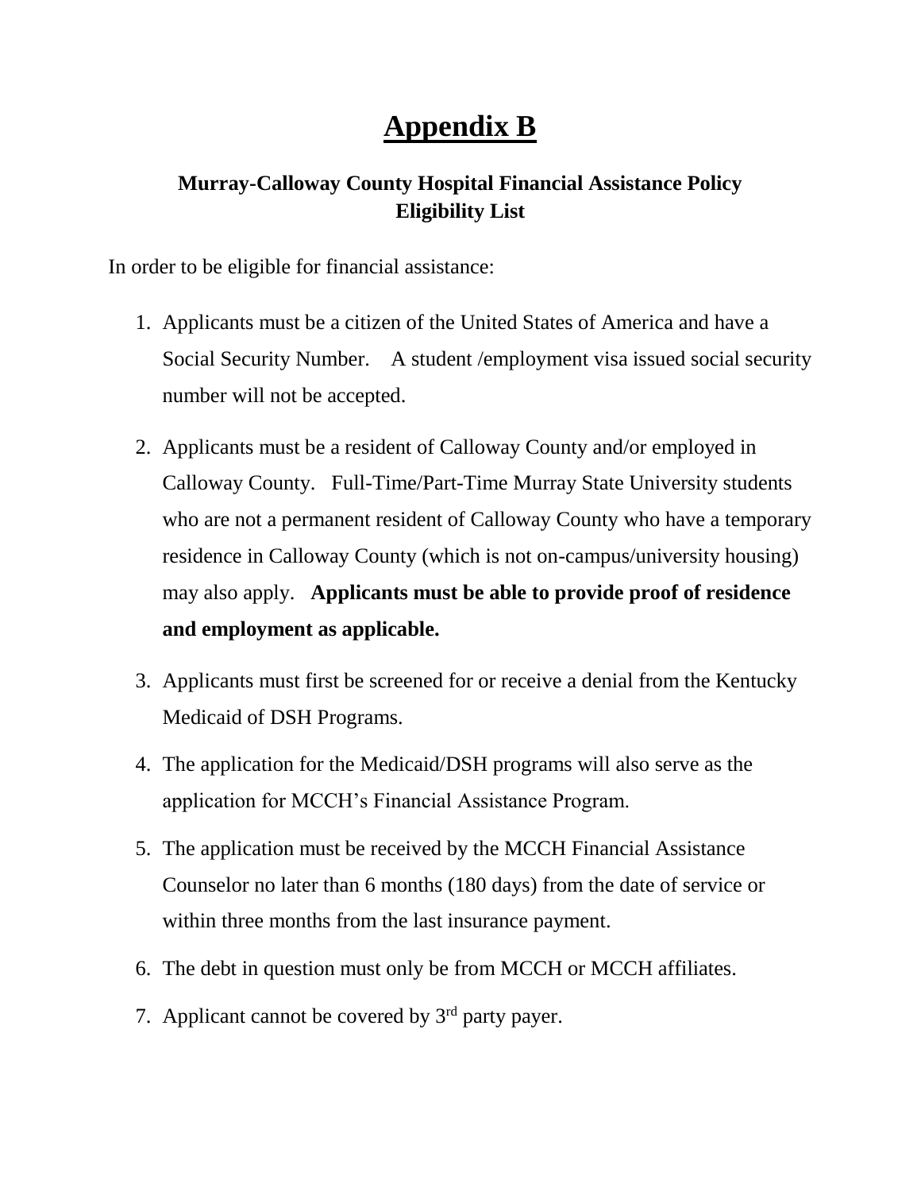# Appendix B

### Murray-Calloway County Hospital Financial Assistance Policy Eligibility List

In order to be eligible for financial assistance:

1. Applicants must be a citizen of the United States of America and have a Social Security Number. A student /employment visa issued social security number will not be accepted.
2. Applicants must be a resident of Calloway County and/or employed in Calloway County. Full-Time/Part-Time Murray State University students who are not a permanent resident of Calloway County who have a temporary residence in Calloway County (which is not on-campus/university housing) may also apply. **Applicants must be able to provide proof of residence and employment as applicable.**
3. Applicants must first be screened for or receive a denial from the Kentucky Medicaid of DSH Programs.
4. The application for the Medicaid/DSH programs will also serve as the application for MCCH's Financial Assistance Program.
5. The application must be received by the MCCH Financial Assistance Counselor no later than 6 months (180 days) from the date of service or within three months from the last insurance payment.
6. The debt in question must only be from MCCH or MCCH affiliates.
7. Applicant cannot be covered by 3rd party payer.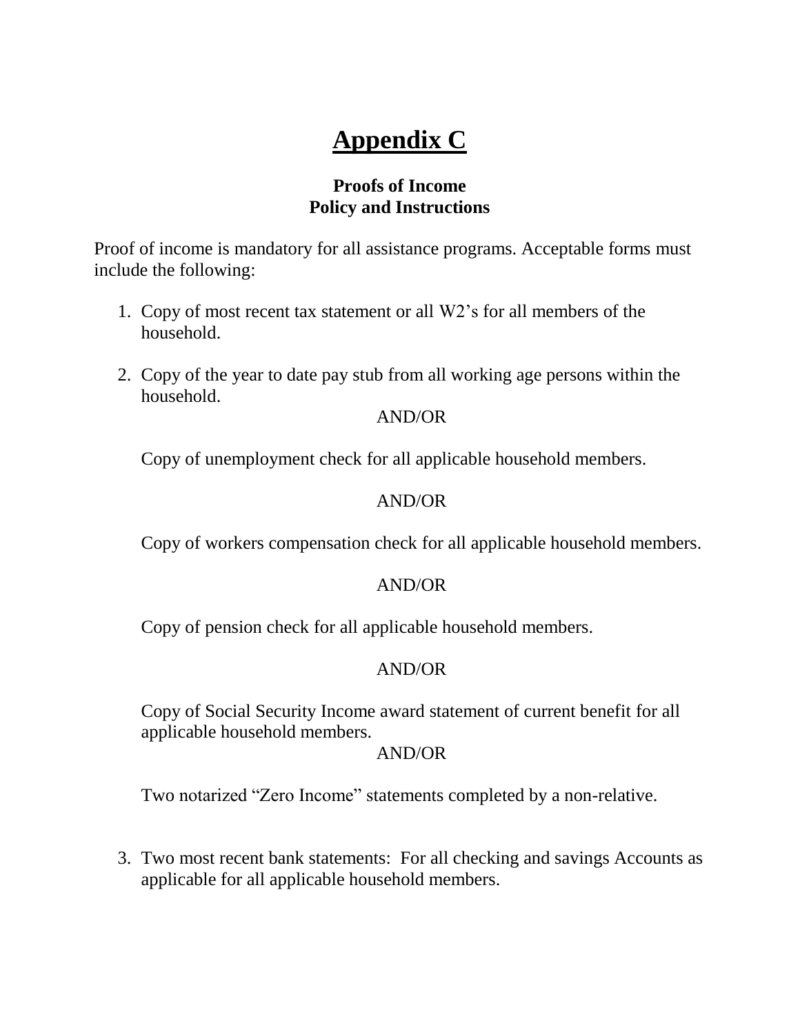# Appendix C

### Proofs of Income
### Policy and Instructions

Proof of income is mandatory for all assistance programs. Acceptable forms must include the following:

1. Copy of most recent tax statement or all W2's for all members of the household.

2. Copy of the year to date pay stub from all working age persons within the household.

   AND/OR

   Copy of unemployment check for all applicable household members.

   AND/OR

   Copy of workers compensation check for all applicable household members.

   AND/OR

   Copy of pension check for all applicable household members.

   AND/OR

   Copy of Social Security Income award statement of current benefit for all applicable household members.

   AND/OR

   Two notarized "Zero Income" statements completed by a non-relative.

3. Two most recent bank statements: For all checking and savings Accounts as applicable for all applicable household members.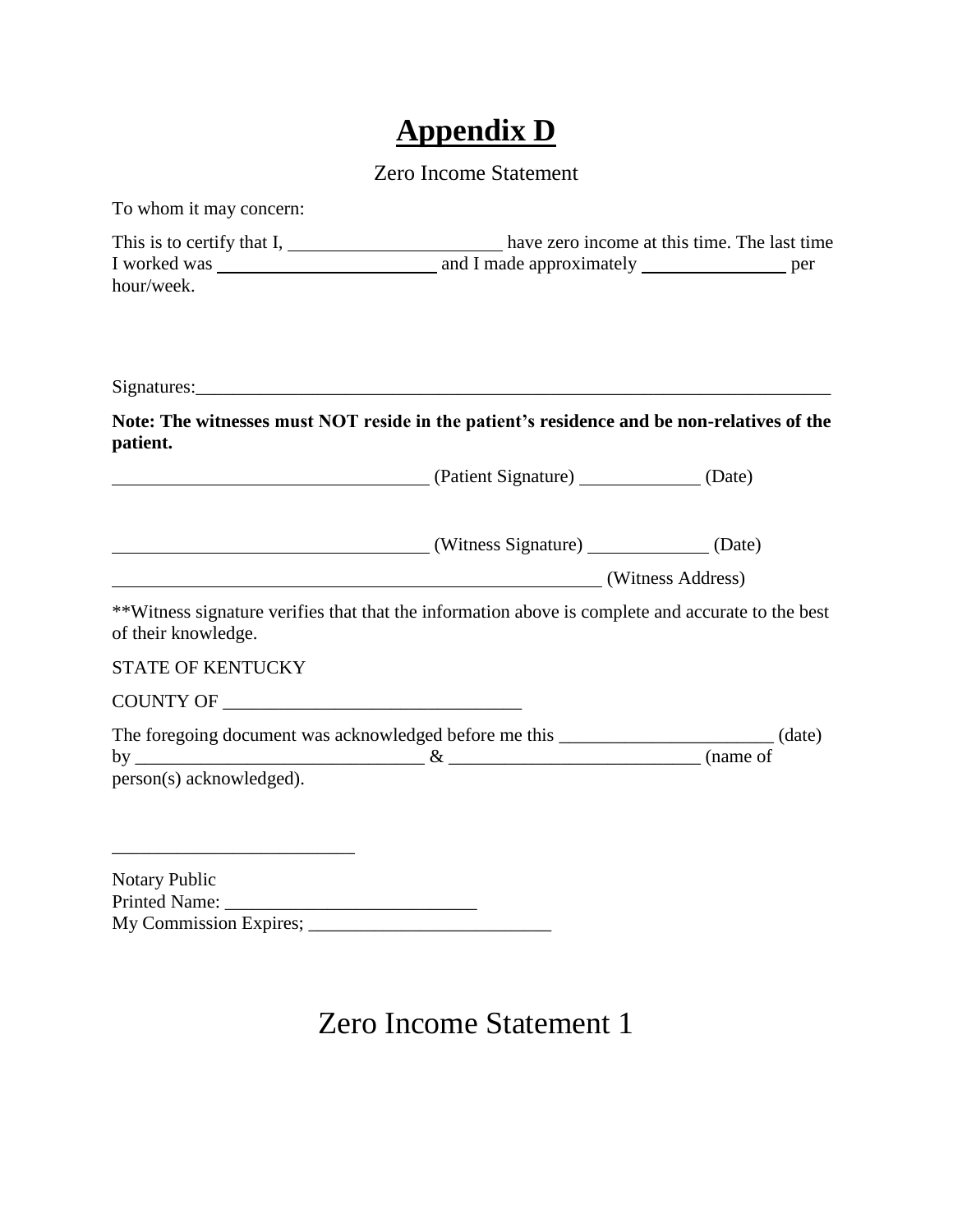# Appendix D

Zero Income Statement

To whom it may concern:

This is to certify that I, _______________________ have zero income at this time. The last time I worked was _______________________ and I made approximately _______________ per hour/week.

Signatures:_______________________________________________________________________

**Note: The witnesses must NOT reside in the patient's residence and be non-relatives of the patient.**

__________________________________ (Patient Signature) _____________ (Date)

__________________________________ (Witness Signature) _____________ (Date)

_____________________________________________________ (Witness Address)

**Witness signature verifies that that the information above is complete and accurate to the best of their knowledge.

STATE OF KENTUCKY

COUNTY OF ________________________________

The foregoing document was acknowledged before me this _______________________ (date) by _______________________________ & ___________________________ (name of person(s) acknowledged).

__________________________

Notary Public
Printed Name: ___________________________
My Commission Expires; __________________________

Zero Income Statement 1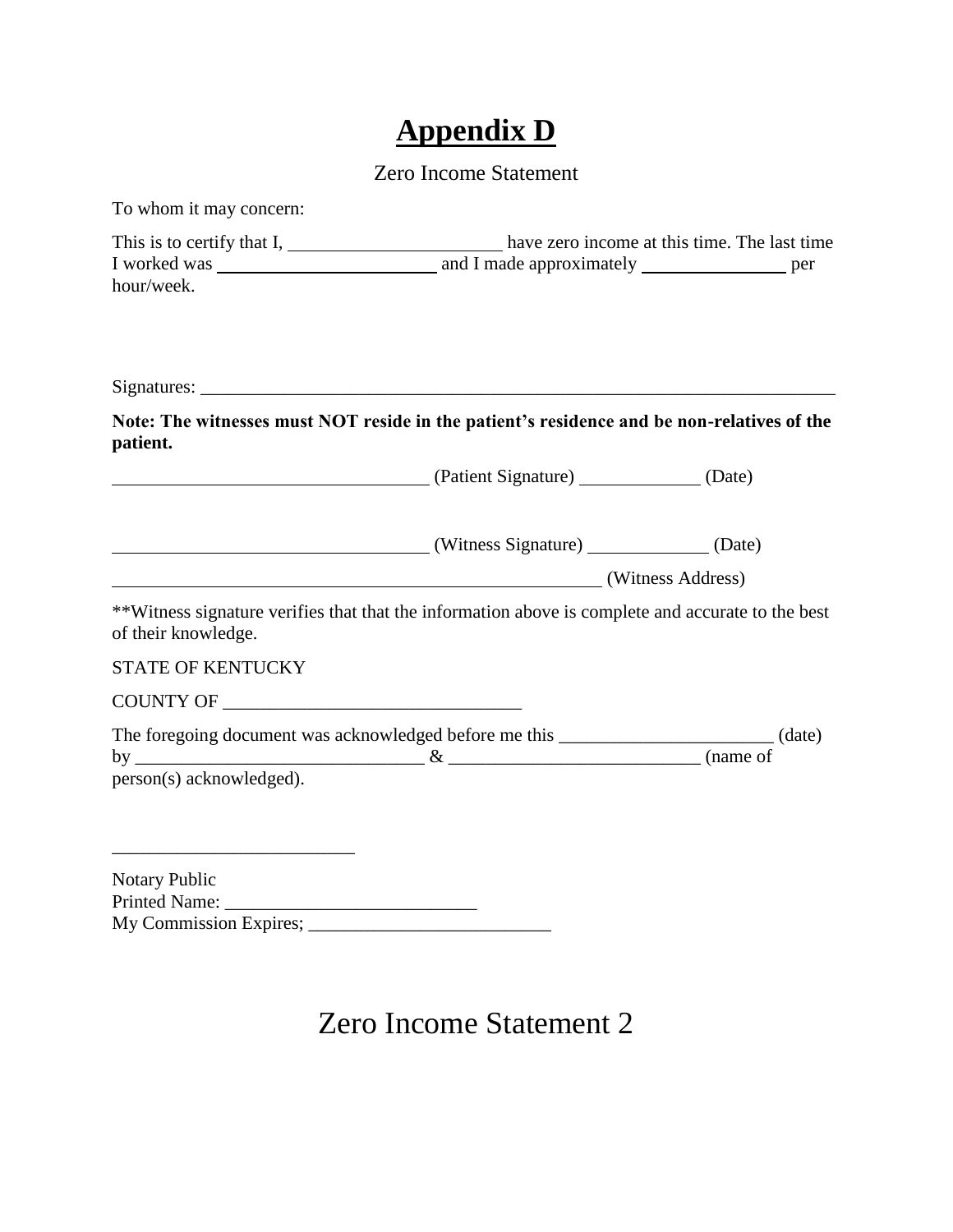# Appendix D

Zero Income Statement

To whom it may concern:

This is to certify that I, ______________________ have zero income at this time. The last time I worked was ______________________ and I made approximately ______________ per hour/week.

Signatures: ___________________________________________________________________

**Note: The witnesses must NOT reside in the patient's residence and be non-relatives of the patient.**

_________________________________ (Patient Signature) ____________ (Date)

_________________________________ (Witness Signature) ____________ (Date)

___________________________________________________ (Witness Address)

**Witness signature verifies that that the information above is complete and accurate to the best of their knowledge.

STATE OF KENTUCKY

COUNTY OF _______________________________

The foregoing document was acknowledged before me this ______________________ (date) by ______________________________ & __________________________ (name of person(s) acknowledged).

_________________________

Notary Public
Printed Name: __________________________
My Commission Expires; _________________________

Zero Income Statement 2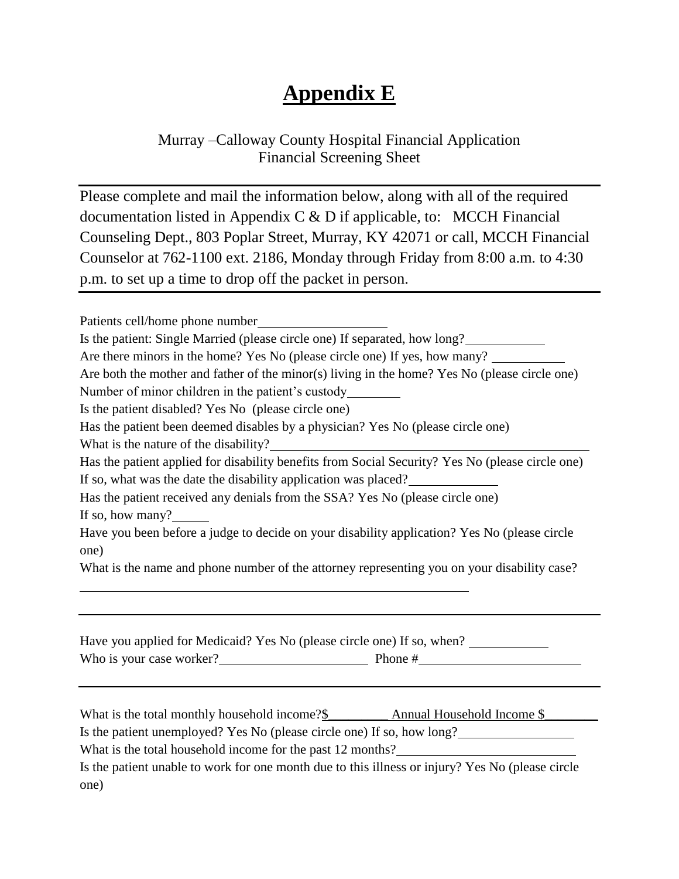# Appendix E

Murray –Calloway County Hospital Financial Application
Financial Screening Sheet

---

Please complete and mail the information below, along with all of the required documentation listed in Appendix C & D if applicable, to: MCCH Financial Counseling Dept., 803 Poplar Street, Murray, KY 42071 or call, MCCH Financial Counselor at 762-1100 ext. 2186, Monday through Friday from 8:00 a.m. to 4:30 p.m. to set up a time to drop off the packet in person.

---

Patients cell/home phone number____________________

Is the patient: Single Married (please circle one) If separated, how long?____________

Are there minors in the home? Yes No (please circle one) If yes, how many? ____________

Are both the mother and father of the minor(s) living in the home? Yes No (please circle one)

Number of minor children in the patient's custody________

Is the patient disabled? Yes No (please circle one)

Has the patient been deemed disables by a physician? Yes No (please circle one)

What is the nature of the disability?______________________________________________

Has the patient applied for disability benefits from Social Security? Yes No (please circle one)

If so, what was the date the disability application was placed?_____________

Has the patient received any denials from the SSA? Yes No (please circle one)

If so, how many?_____

Have you been before a judge to decide on your disability application? Yes No (please circle one)

What is the name and phone number of the attorney representing you on your disability case?

_____________________________________________________________

---

Have you applied for Medicaid? Yes No (please circle one) If so, when? ____________

Who is your case worker?______________________ Phone #________________________

---

What is the total monthly household income?$_________ Annual Household Income $________

Is the patient unemployed? Yes No (please circle one) If so, how long?__________________

What is the total household income for the past 12 months?___________________________

Is the patient unable to work for one month due to this illness or injury? Yes No (please circle one)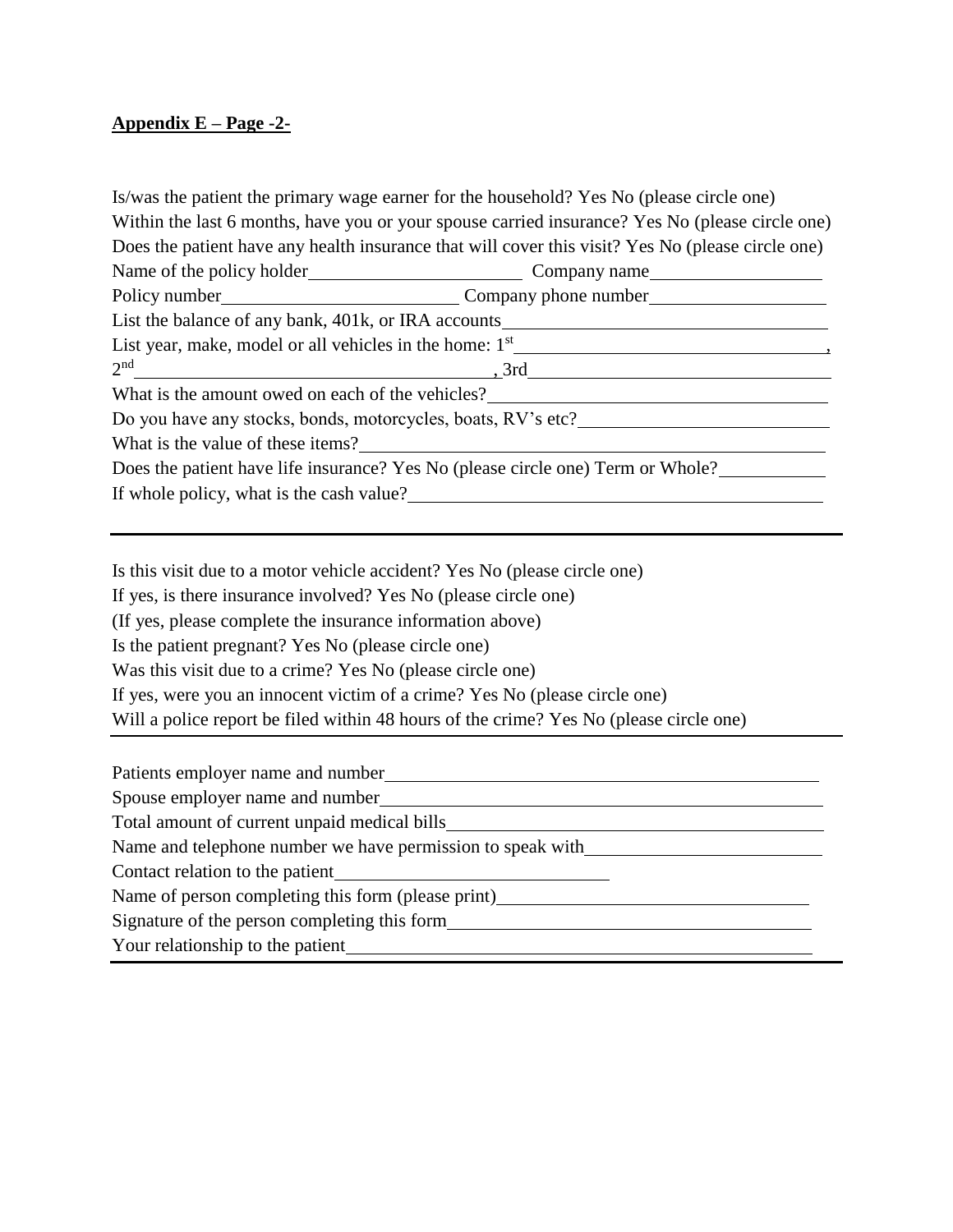**Appendix E – Page -2-**

Is/was the patient the primary wage earner for the household? Yes No (please circle one)
Within the last 6 months, have you or your spouse carried insurance? Yes No (please circle one)
Does the patient have any health insurance that will cover this visit? Yes No (please circle one)
Name of the policy holder______________________ Company name__________________
Policy number________________________ Company phone number__________________
List the balance of any bank, 401k, or IRA accounts__________________________________
List year, make, model or all vehicles in the home: 1st________________________________,
2nd____________________________________, 3rd______________________________
What is the amount owed on each of the vehicles?____________________________________
Do you have any stocks, bonds, motorcycles, boats, RV's etc?__________________________
What is the value of these items?_________________________________________________
Does the patient have life insurance? Yes No (please circle one) Term or Whole?__________
If whole policy, what is the cash value?____________________________________________

---

Is this visit due to a motor vehicle accident? Yes No (please circle one)
If yes, is there insurance involved? Yes No (please circle one)
(If yes, please complete the insurance information above)
Is the patient pregnant? Yes No (please circle one)
Was this visit due to a crime? Yes No (please circle one)
If yes, were you an innocent victim of a crime? Yes No (please circle one)
Will a police report be filed within 48 hours of the crime? Yes No (please circle one)

---

Patients employer name and number______________________________________________
Spouse employer name and number______________________________________________
Total amount of current unpaid medical bills_________________________________________
Name and telephone number we have permission to speak with_________________________
Contact relation to the patient__________________________
Name of person completing this form (please print)________________________________
Signature of the person completing this form_______________________________________
Your relationship to the patient___________________________________________________

---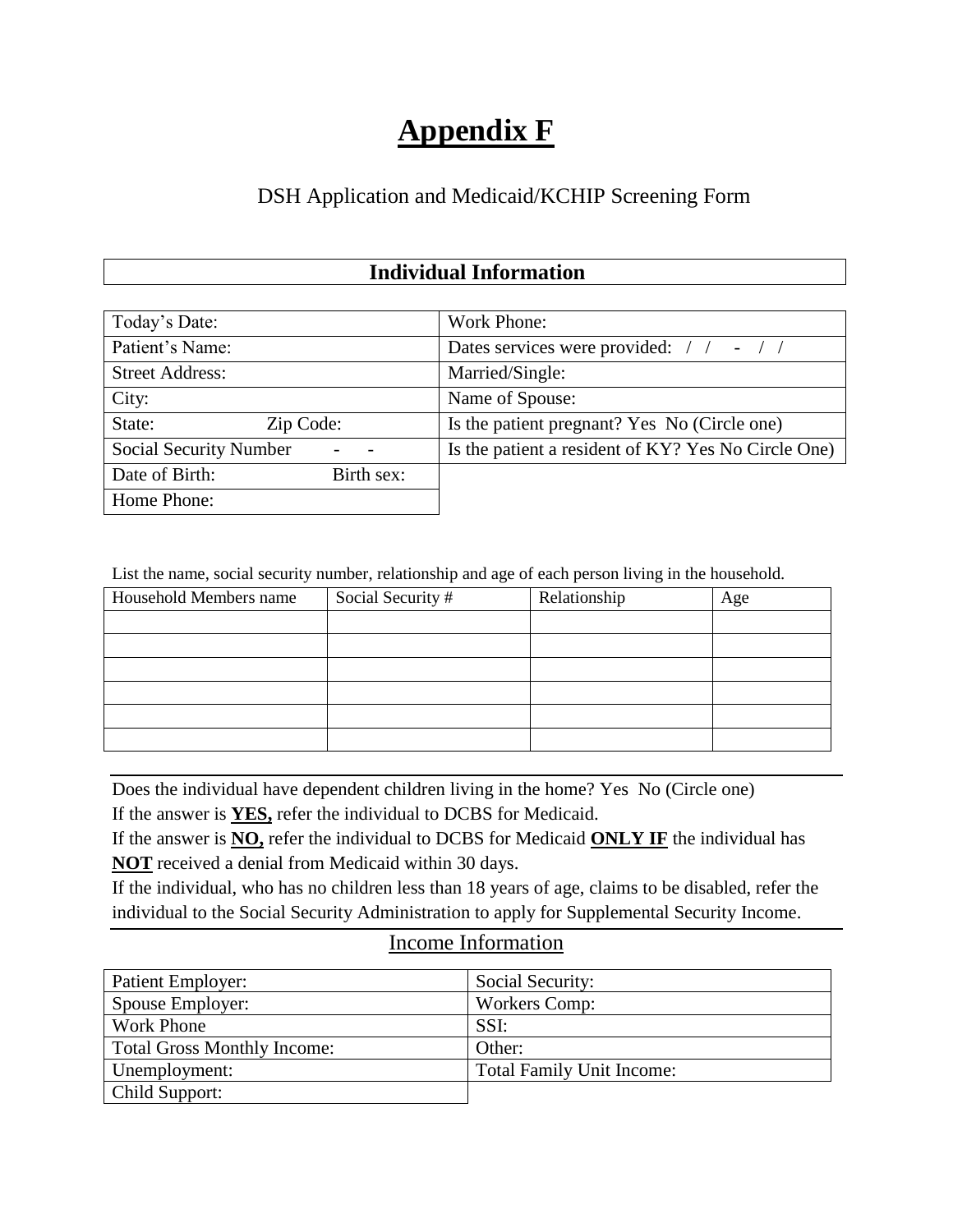# Appendix F

DSH Application and Medicaid/KCHIP Screening Form

## Individual Information

| | |
|---|---|
| Today's Date: | Work Phone: |
| Patient's Name: | Dates services were provided: / / - / / |
| Street Address: | Married/Single: |
| City: | Name of Spouse: |
| State: Zip Code: | Is the patient pregnant? Yes No (Circle one) |
| Social Security Number - - | Is the patient a resident of KY? Yes No Circle One) |
| Date of Birth: Birth sex: | |
| Home Phone: | |

List the name, social security number, relationship and age of each person living in the household.

| Household Members name | Social Security # | Relationship | Age |
|---|---|---|---|
| | | | |
| | | | |
| | | | |
| | | | |
| | | | |
| | | | |

Does the individual have dependent children living in the home? Yes No (Circle one)
If the answer is **YES,** refer the individual to DCBS for Medicaid.
If the answer is **NO,** refer the individual to DCBS for Medicaid **ONLY IF** the individual has **NOT** received a denial from Medicaid within 30 days.
If the individual, who has no children less than 18 years of age, claims to be disabled, refer the individual to the Social Security Administration to apply for Supplemental Security Income.

## Income Information

| | |
|---|---|
| Patient Employer: | Social Security: |
| Spouse Employer: | Workers Comp: |
| Work Phone | SSI: |
| Total Gross Monthly Income: | Other: |
| Unemployment: | Total Family Unit Income: |
| Child Support: | |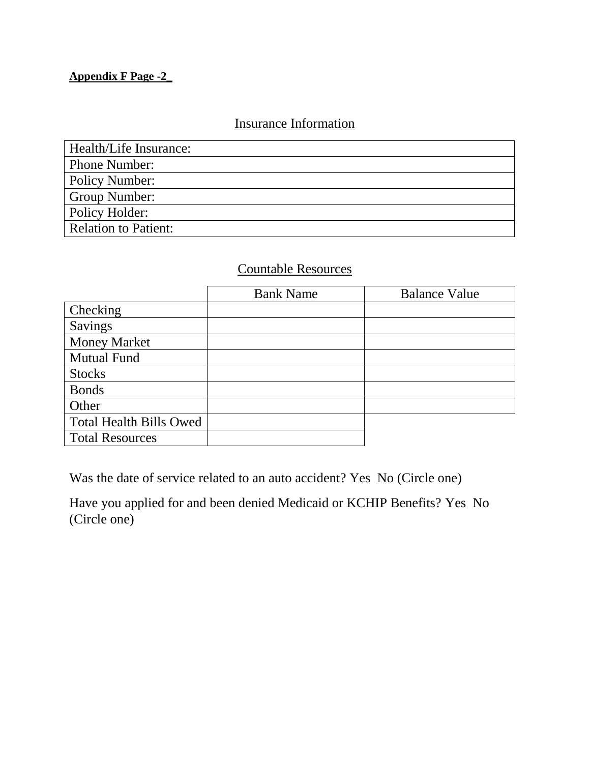**Appendix F Page -2_**

## Insurance Information

| Health/Life Insurance: |
|---|
| Phone Number: |
| Policy Number: |
| Group Number: |
| Policy Holder: |
| Relation to Patient: |

## Countable Resources

| | Bank Name | Balance Value |
|---|---|---|
| Checking | | |
| Savings | | |
| Money Market | | |
| Mutual Fund | | |
| Stocks | | |
| Bonds | | |
| Other | | |
| Total Health Bills Owed | | |
| Total Resources | | |

Was the date of service related to an auto accident? Yes No (Circle one)

Have you applied for and been denied Medicaid or KCHIP Benefits? Yes No (Circle one)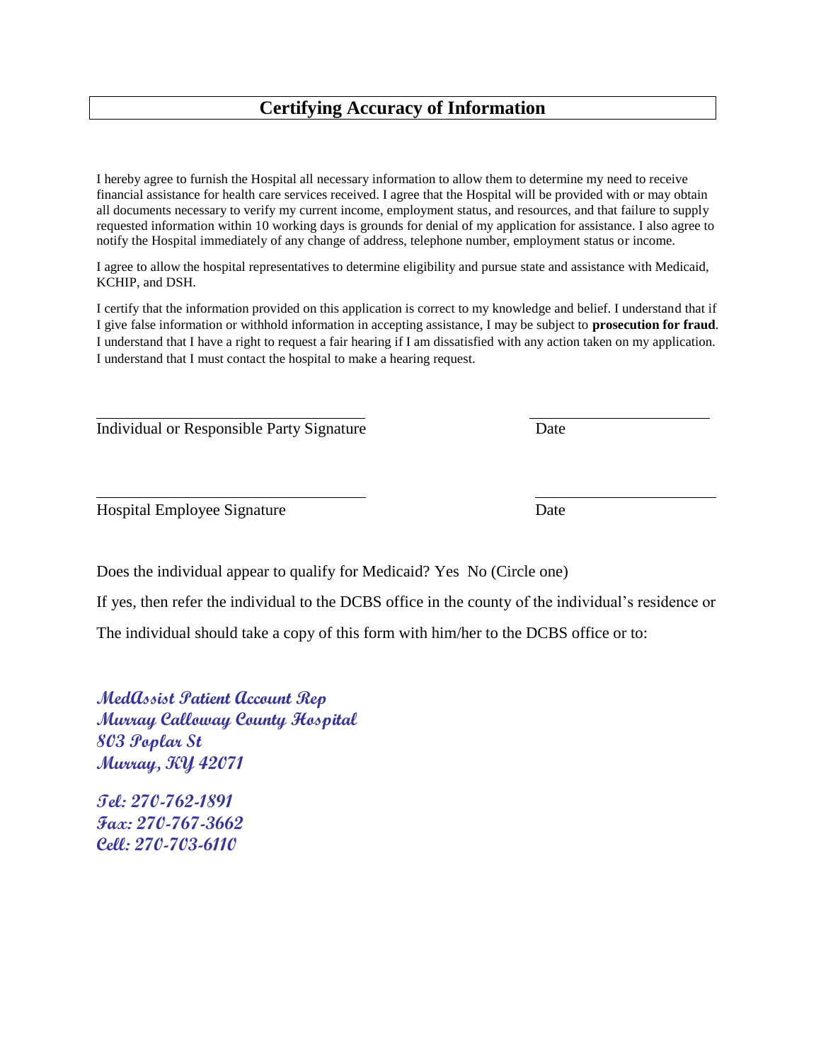## Certifying Accuracy of Information

I hereby agree to furnish the Hospital all necessary information to allow them to determine my need to receive financial assistance for health care services received. I agree that the Hospital will be provided with or may obtain all documents necessary to verify my current income, employment status, and resources, and that failure to supply requested information within 10 working days is grounds for denial of my application for assistance. I also agree to notify the Hospital immediately of any change of address, telephone number, employment status or income.

I agree to allow the hospital representatives to determine eligibility and pursue state and assistance with Medicaid, KCHIP, and DSH.

I certify that the information provided on this application is correct to my knowledge and belief. I understand that if I give false information or withhold information in accepting assistance, I may be subject to **prosecution for fraud**. I understand that I have a right to request a fair hearing if I am dissatisfied with any action taken on my application. I understand that I must contact the hospital to make a hearing request.

\_\_\_\_\_\_\_\_\_\_\_\_\_\_\_\_\_\_\_\_\_\_\_\_\_\_\_\_\_\_\_\_\_\_ \_\_\_\_\_\_\_\_\_\_\_\_\_\_\_\_\_\_\_\_\_\_

Individual or Responsible Party Signature Date

\_\_\_\_\_\_\_\_\_\_\_\_\_\_\_\_\_\_\_\_\_\_\_\_\_\_\_\_\_\_\_\_\_\_ \_\_\_\_\_\_\_\_\_\_\_\_\_\_\_\_\_\_\_\_\_\_

Hospital Employee Signature Date

Does the individual appear to qualify for Medicaid? Yes No (Circle one)

If yes, then refer the individual to the DCBS office in the county of the individual's residence or

The individual should take a copy of this form with him/her to the DCBS office or to:

***MedAssist Patient Account Rep***
***Murray Calloway County Hospital***
***803 Poplar St***
***Murray, KY 42071***

***Tel: 270-762-1891***
***Fax: 270-767-3662***
***Cell: 270-703-6110***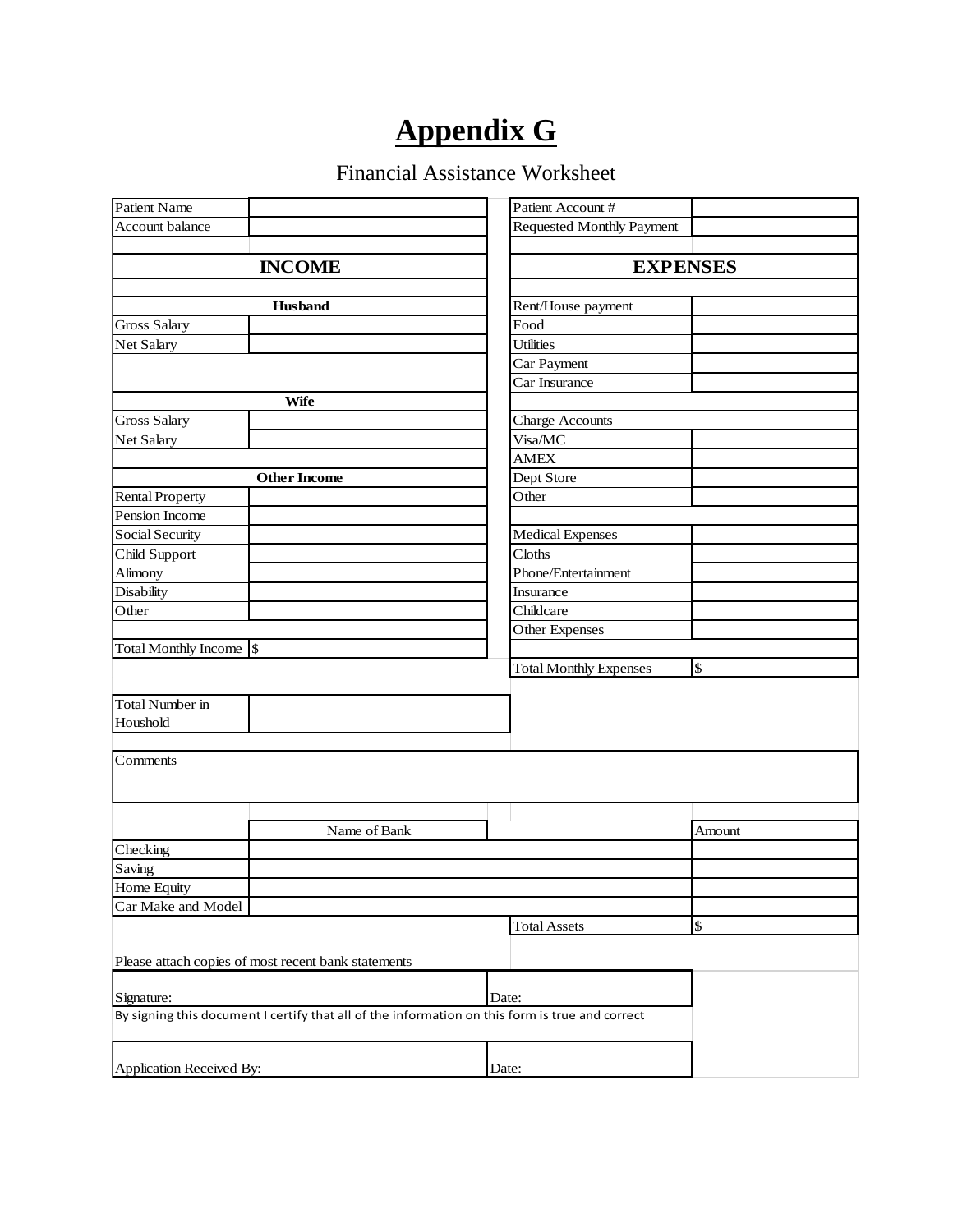# Appendix G

Financial Assistance Worksheet

| | | | |
|---|---|---|---|
| Patient Name | | Patient Account # | |
| Account balance | | Requested Monthly Payment | |

| | | | |
|---|---|---|---|
| **INCOME** | | **EXPENSES** | |
| **Husband** | | Rent/House payment | |
| Gross Salary | | Food | |
| Net Salary | | Utilities | |
| | | Car Payment | |
| | | Car Insurance | |
| **Wife** | | | |
| Gross Salary | | Charge Accounts | |
| Net Salary | | Visa/MC | |
| | | AMEX | |
| **Other Income** | | Dept Store | |
| Rental Property | | Other | |
| Pension Income | | | |
| Social Security | | Medical Expenses | |
| Child Support | | Cloths | |
| Alimony | | Phone/Entertainment | |
| Disability | | Insurance | |
| Other | | Childcare | |
| | | Other Expenses | |
| Total Monthly Income | $ | | |
| | | Total Monthly Expenses | $ |

| | |
|---|---|
| Total Number in Houshold | |

Comments

| | Name of Bank | Amount |
|---|---|---|
| Checking | | |
| Saving | | |
| Home Equity | | |
| Car Make and Model | | |
| | Total Assets | $ |

Please attach copies of most recent bank statements

Signature: Date:

By signing this document I certify that all of the information on this form is true and correct

Application Received By: Date: